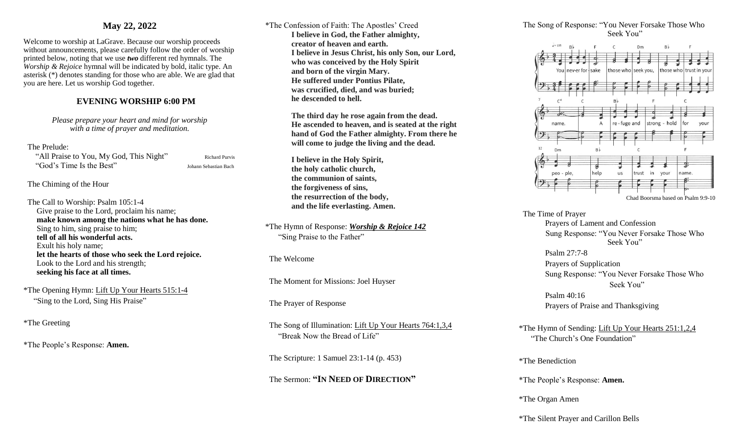## May 22, 2022

Welcome to worship at LaGrave. Because our worship proceeds without announcements, please carefully follow the order of worship printed below, noting that we use ***two*** different red hymnals. The *Worship & Rejoice* hymnal will be indicated by bold, italic type. An asterisk (*) denotes standing for those who are able. We are glad that you are here. Let us worship God together.

### EVENING WORSHIP 6:00 PM

*Please prepare your heart and mind for worship with a time of prayer and meditation.*

The Prelude:
"All Praise to You, My God, This Night" — Richard Purvis
"God's Time Is the Best" — Johann Sebastian Bach

The Chiming of the Hour

The Call to Worship: Psalm 105:1-4
Give praise to the Lord, proclaim his name;
**make known among the nations what he has done.**
Sing to him, sing praise to him;
**tell of all his wonderful acts.**
Exult his holy name;
**let the hearts of those who seek the Lord rejoice.**
Look to the Lord and his strength;
**seeking his face at all times.**

*The Opening Hymn: Lift Up Your Hearts 515:1-4
"Sing to the Lord, Sing His Praise"

*The Greeting

*The People's Response: **Amen.**

*The Confession of Faith: The Apostles' Creed
**I believe in God, the Father almighty,
creator of heaven and earth.
I believe in Jesus Christ, his only Son, our Lord,
who was conceived by the Holy Spirit
and born of the virgin Mary.
He suffered under Pontius Pilate,
was crucified, died, and was buried;
he descended to hell.**

**The third day he rose again from the dead.
He ascended to heaven, and is seated at the right hand of God the Father almighty. From there he will come to judge the living and the dead.**

**I believe in the Holy Spirit,
the holy catholic church,
the communion of saints,
the forgiveness of sins,
the resurrection of the body,
and the life everlasting. Amen.**

*The Hymn of Response: ***Worship & Rejoice 142***
"Sing Praise to the Father"

The Welcome

The Moment for Missions: Joel Huyser

The Prayer of Response

The Song of Illumination: Lift Up Your Hearts 764:1,3,4
"Break Now the Bread of Life"

The Scripture: 1 Samuel 23:1-14 (p. 453)

The Sermon: **"IN NEED OF DIRECTION"**

The Song of Response: "You Never Forsake Those Who Seek You"

You never forsake those who seek you, those who trust in your name. A refuge and stronghold for your people, help us trust in your name.

Chad Boorsma based on Psalm 9:9-10

The Time of Prayer
Prayers of Lament and Confession
Sung Response: "You Never Forsake Those Who Seek You"
Psalm 27:7-8
Prayers of Supplication
Sung Response: "You Never Forsake Those Who Seek You"
Psalm 40:16
Prayers of Praise and Thanksgiving

*The Hymn of Sending: Lift Up Your Hearts 251:1,2,4
"The Church's One Foundation"

*The Benediction

*The People's Response: **Amen.**

*The Organ Amen

*The Silent Prayer and Carillon Bells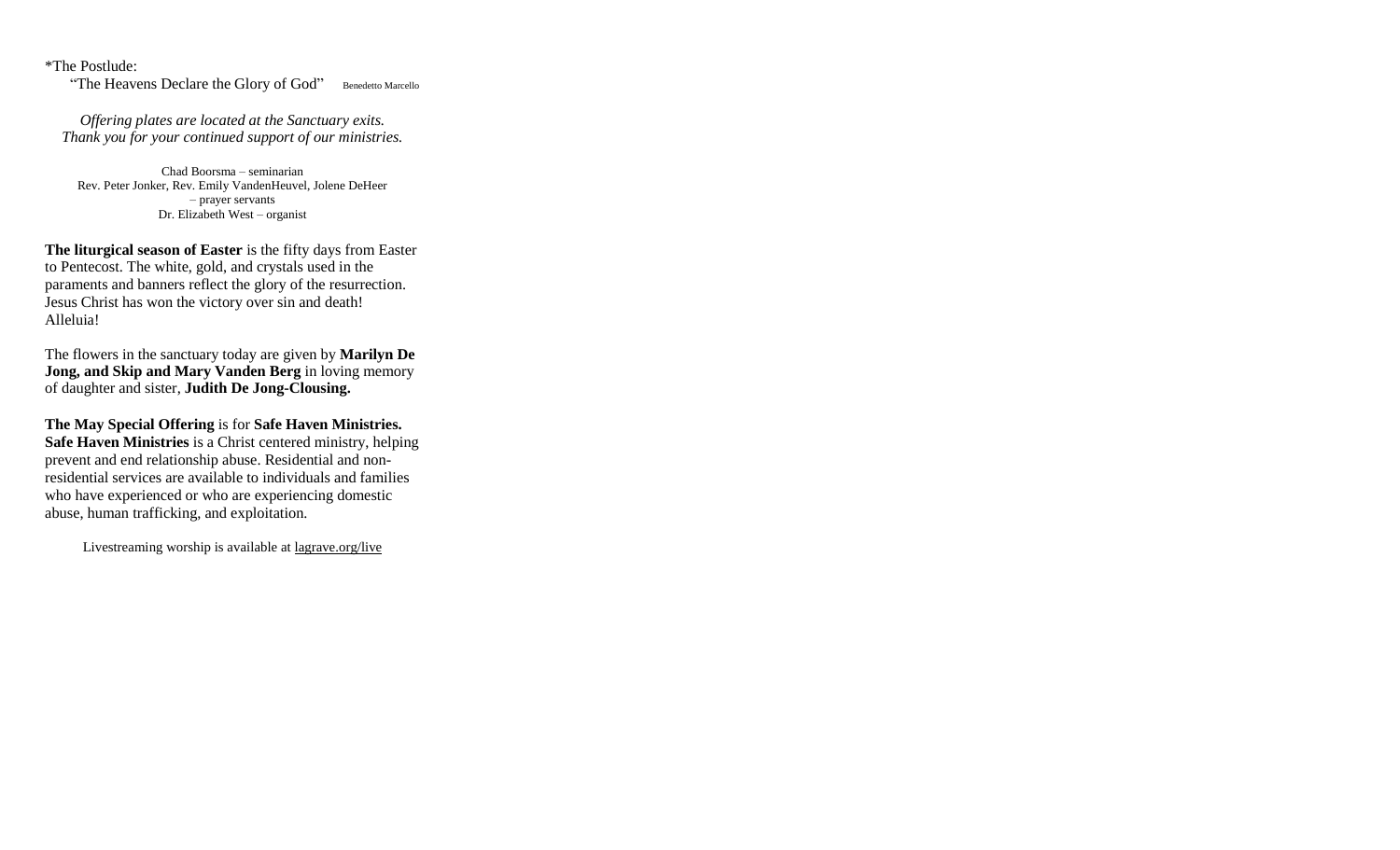*The Postlude:

"The Heavens Declare the Glory of God" Benedetto Marcello

*Offering plates are located at the Sanctuary exits.*
*Thank you for your continued support of our ministries.*

Chad Boorsma – seminarian
Rev. Peter Jonker, Rev. Emily VandenHeuvel, Jolene DeHeer – prayer servants
Dr. Elizabeth West – organist

**The liturgical season of Easter** is the fifty days from Easter to Pentecost. The white, gold, and crystals used in the paraments and banners reflect the glory of the resurrection. Jesus Christ has won the victory over sin and death! Alleluia!

The flowers in the sanctuary today are given by **Marilyn De Jong, and Skip and Mary Vanden Berg** in loving memory of daughter and sister, **Judith De Jong-Clousing.**

**The May Special Offering** is for **Safe Haven Ministries. Safe Haven Ministries** is a Christ centered ministry, helping prevent and end relationship abuse. Residential and non-residential services are available to individuals and families who have experienced or who are experiencing domestic abuse, human trafficking, and exploitation.

Livestreaming worship is available at lagrave.org/live